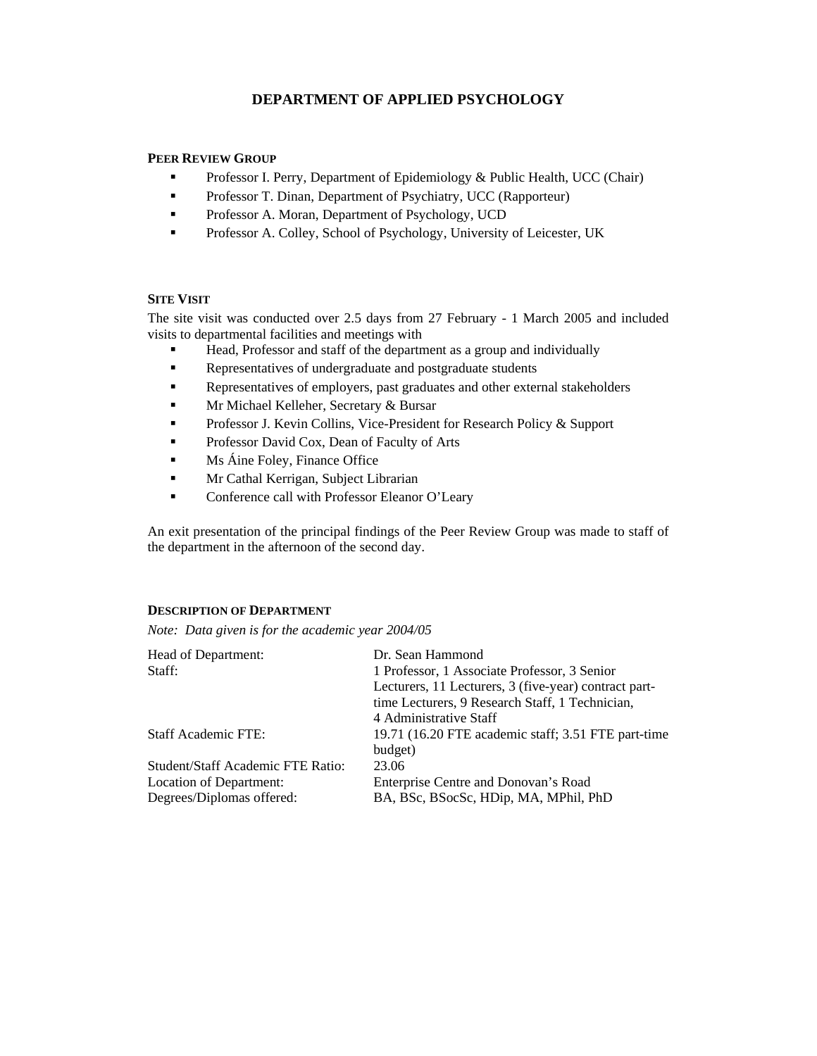# DEPARTMENT OF APPLIED PSYCHOLOGY

## PEER REVIEW GROUP

- Professor I. Perry, Department of Epidemiology & Public Health, UCC (Chair)
- Professor T. Dinan, Department of Psychiatry, UCC (Rapporteur)
- Professor A. Moran, Department of Psychology, UCD
- Professor A. Colley, School of Psychology, University of Leicester, UK

## SITE VISIT

The site visit was conducted over 2.5 days from 27 February - 1 March 2005 and included visits to departmental facilities and meetings with

- Head, Professor and staff of the department as a group and individually
- Representatives of undergraduate and postgraduate students
- Representatives of employers, past graduates and other external stakeholders
- Mr Michael Kelleher, Secretary & Bursar
- Professor J. Kevin Collins, Vice-President for Research Policy & Support
- Professor David Cox, Dean of Faculty of Arts
- Ms Áine Foley, Finance Office
- Mr Cathal Kerrigan, Subject Librarian
- Conference call with Professor Eleanor O'Leary

An exit presentation of the principal findings of the Peer Review Group was made to staff of the department in the afternoon of the second day.

## DESCRIPTION OF DEPARTMENT

*Note: Data given is for the academic year 2004/05*

| | |
|---|---|
| Head of Department: | Dr. Sean Hammond |
| Staff: | 1 Professor, 1 Associate Professor, 3 Senior Lecturers, 11 Lecturers, 3 (five-year) contract part-time Lecturers, 9 Research Staff, 1 Technician, 4 Administrative Staff |
| Staff Academic FTE: | 19.71 (16.20 FTE academic staff; 3.51 FTE part-time budget) |
| Student/Staff Academic FTE Ratio: | 23.06 |
| Location of Department: | Enterprise Centre and Donovan's Road |
| Degrees/Diplomas offered: | BA, BSc, BSocSc, HDip, MA, MPhil, PhD |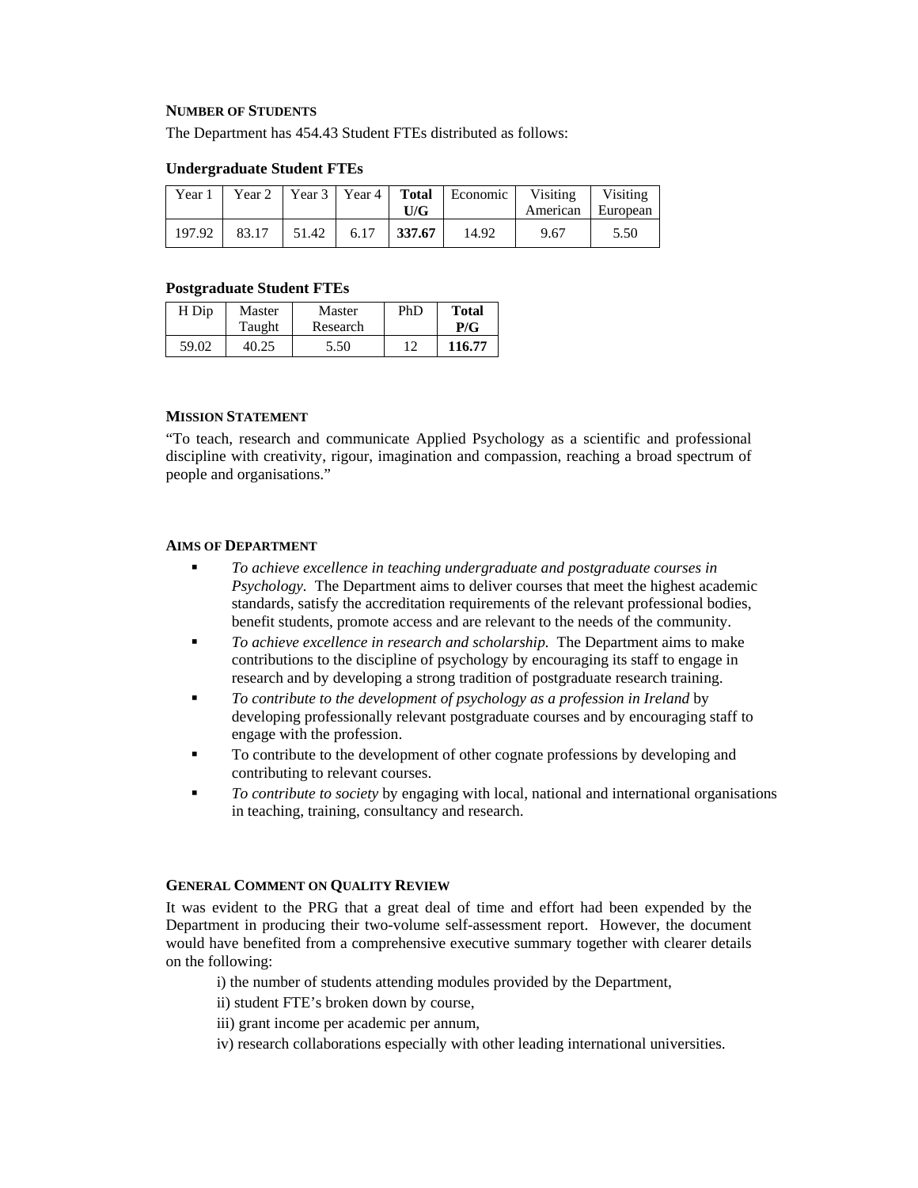## Number of Students

The Department has 454.43 Student FTEs distributed as follows:

**Undergraduate Student FTEs**

| Year 1 | Year 2 | Year 3 | Year 4 | **Total U/G** | Economic | Visiting American | Visiting European |
|---|---|---|---|---|---|---|---|
| 197.92 | 83.17 | 51.42 | 6.17 | **337.67** | 14.92 | 9.67 | 5.50 |

**Postgraduate Student FTEs**

| H Dip | Master Taught | Master Research | PhD | **Total P/G** |
|---|---|---|---|---|
| 59.02 | 40.25 | 5.50 | 12 | **116.77** |

## Mission Statement

"To teach, research and communicate Applied Psychology as a scientific and professional discipline with creativity, rigour, imagination and compassion, reaching a broad spectrum of people and organisations."

## Aims of Department

- *To achieve excellence in teaching undergraduate and postgraduate courses in Psychology.* The Department aims to deliver courses that meet the highest academic standards, satisfy the accreditation requirements of the relevant professional bodies, benefit students, promote access and are relevant to the needs of the community.
- *To achieve excellence in research and scholarship.* The Department aims to make contributions to the discipline of psychology by encouraging its staff to engage in research and by developing a strong tradition of postgraduate research training.
- *To contribute to the development of psychology as a profession in Ireland* by developing professionally relevant postgraduate courses and by encouraging staff to engage with the profession.
- To contribute to the development of other cognate professions by developing and contributing to relevant courses.
- *To contribute to society* by engaging with local, national and international organisations in teaching, training, consultancy and research.

## General Comment on Quality Review

It was evident to the PRG that a great deal of time and effort had been expended by the Department in producing their two-volume self-assessment report. However, the document would have benefited from a comprehensive executive summary together with clearer details on the following:

i) the number of students attending modules provided by the Department,

ii) student FTE's broken down by course,

iii) grant income per academic per annum,

iv) research collaborations especially with other leading international universities.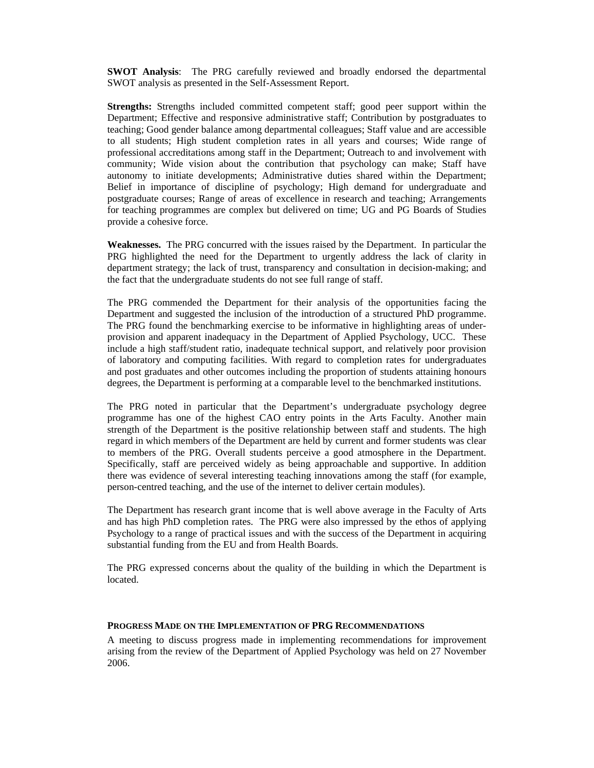**SWOT Analysis**: The PRG carefully reviewed and broadly endorsed the departmental SWOT analysis as presented in the Self-Assessment Report.

**Strengths:** Strengths included committed competent staff; good peer support within the Department; Effective and responsive administrative staff; Contribution by postgraduates to teaching; Good gender balance among departmental colleagues; Staff value and are accessible to all students; High student completion rates in all years and courses; Wide range of professional accreditations among staff in the Department; Outreach to and involvement with community; Wide vision about the contribution that psychology can make; Staff have autonomy to initiate developments; Administrative duties shared within the Department; Belief in importance of discipline of psychology; High demand for undergraduate and postgraduate courses; Range of areas of excellence in research and teaching; Arrangements for teaching programmes are complex but delivered on time; UG and PG Boards of Studies provide a cohesive force.

**Weaknesses.** The PRG concurred with the issues raised by the Department. In particular the PRG highlighted the need for the Department to urgently address the lack of clarity in department strategy; the lack of trust, transparency and consultation in decision-making; and the fact that the undergraduate students do not see full range of staff.

The PRG commended the Department for their analysis of the opportunities facing the Department and suggested the inclusion of the introduction of a structured PhD programme. The PRG found the benchmarking exercise to be informative in highlighting areas of under-provision and apparent inadequacy in the Department of Applied Psychology, UCC. These include a high staff/student ratio, inadequate technical support, and relatively poor provision of laboratory and computing facilities. With regard to completion rates for undergraduates and post graduates and other outcomes including the proportion of students attaining honours degrees, the Department is performing at a comparable level to the benchmarked institutions.

The PRG noted in particular that the Department's undergraduate psychology degree programme has one of the highest CAO entry points in the Arts Faculty. Another main strength of the Department is the positive relationship between staff and students. The high regard in which members of the Department are held by current and former students was clear to members of the PRG. Overall students perceive a good atmosphere in the Department. Specifically, staff are perceived widely as being approachable and supportive. In addition there was evidence of several interesting teaching innovations among the staff (for example, person-centred teaching, and the use of the internet to deliver certain modules).

The Department has research grant income that is well above average in the Faculty of Arts and has high PhD completion rates. The PRG were also impressed by the ethos of applying Psychology to a range of practical issues and with the success of the Department in acquiring substantial funding from the EU and from Health Boards.

The PRG expressed concerns about the quality of the building in which the Department is located.

## PROGRESS MADE ON THE IMPLEMENTATION OF PRG RECOMMENDATIONS

A meeting to discuss progress made in implementing recommendations for improvement arising from the review of the Department of Applied Psychology was held on 27 November 2006.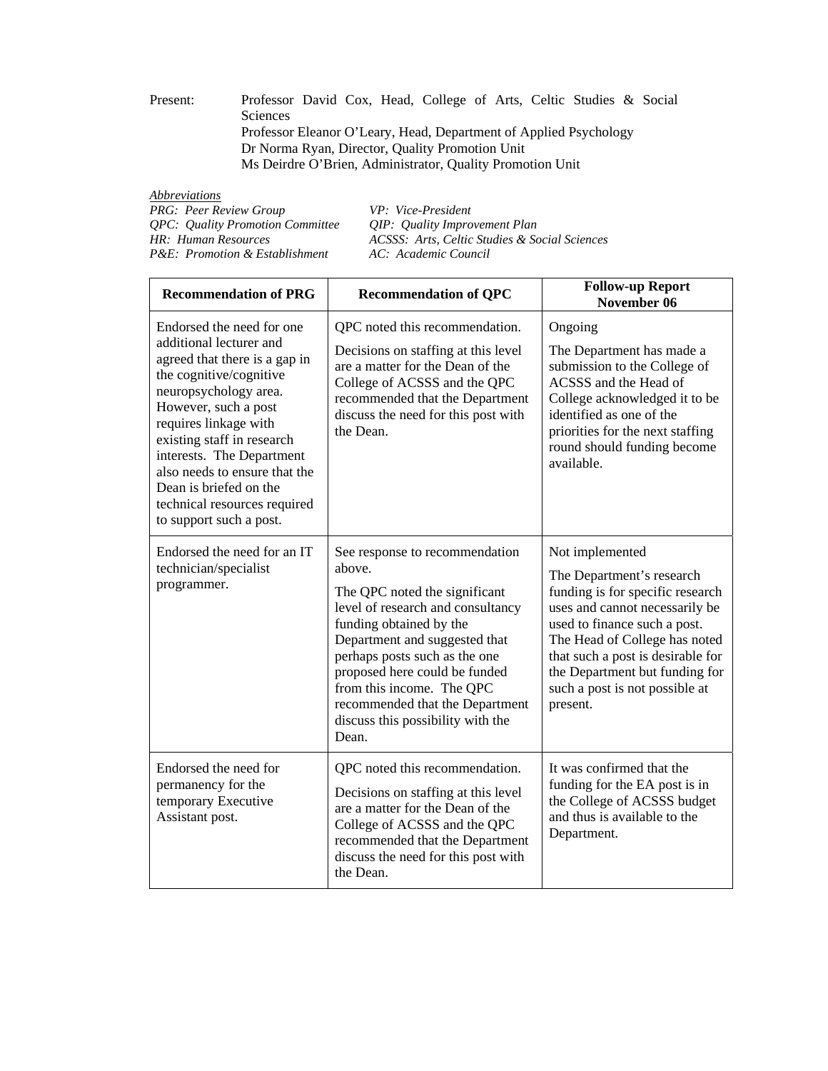Present: Professor David Cox, Head, College of Arts, Celtic Studies & Social Sciences
Professor Eleanor O'Leary, Head, Department of Applied Psychology
Dr Norma Ryan, Director, Quality Promotion Unit
Ms Deirdre O'Brien, Administrator, Quality Promotion Unit

*Abbreviations*

| | |
|---|---|
| *PRG: Peer Review Group* | *VP: Vice-President* |
| *QPC: Quality Promotion Committee* | *QIP: Quality Improvement Plan* |
| *HR: Human Resources* | *ACSSS: Arts, Celtic Studies & Social Sciences* |
| *P&E: Promotion & Establishment* | *AC: Academic Council* |

| Recommendation of PRG | Recommendation of QPC | Follow-up Report November 06 |
|---|---|---|
| Endorsed the need for one additional lecturer and agreed that there is a gap in the cognitive/cognitive neuropsychology area. However, such a post requires linkage with existing staff in research interests. The Department also needs to ensure that the Dean is briefed on the technical resources required to support such a post. | QPC noted this recommendation. Decisions on staffing at this level are a matter for the Dean of the College of ACSSS and the QPC recommended that the Department discuss the need for this post with the Dean. | Ongoing The Department has made a submission to the College of ACSSS and the Head of College acknowledged it to be identified as one of the priorities for the next staffing round should funding become available. |
| Endorsed the need for an IT technician/specialist programmer. | See response to recommendation above. The QPC noted the significant level of research and consultancy funding obtained by the Department and suggested that perhaps posts such as the one proposed here could be funded from this income. The QPC recommended that the Department discuss this possibility with the Dean. | Not implemented The Department's research funding is for specific research uses and cannot necessarily be used to finance such a post. The Head of College has noted that such a post is desirable for the Department but funding for such a post is not possible at present. |
| Endorsed the need for permanency for the temporary Executive Assistant post. | QPC noted this recommendation. Decisions on staffing at this level are a matter for the Dean of the College of ACSSS and the QPC recommended that the Department discuss the need for this post with the Dean. | It was confirmed that the funding for the EA post is in the College of ACSSS budget and thus is available to the Department. |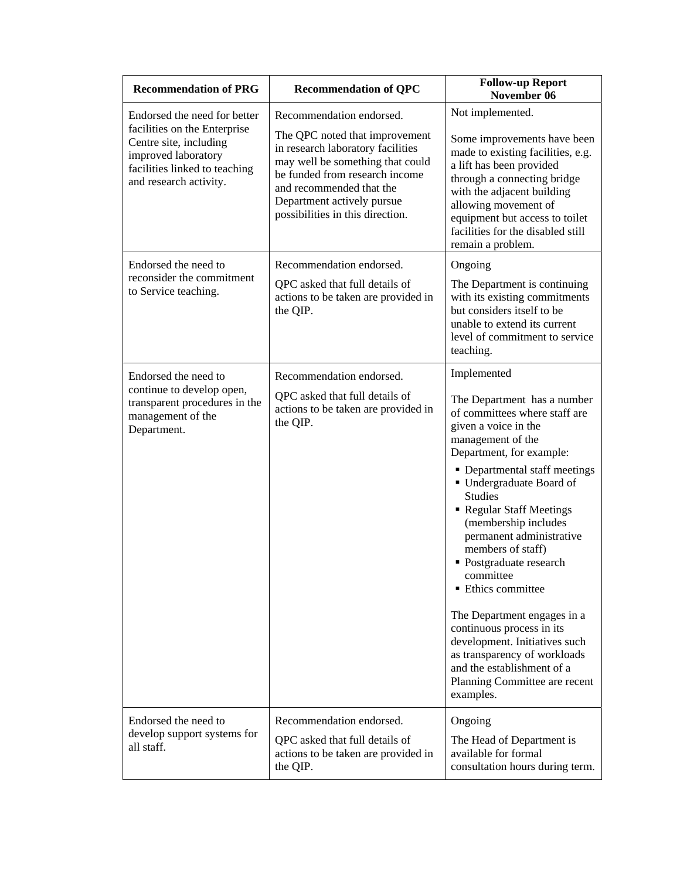| Recommendation of PRG | Recommendation of QPC | Follow-up Report November 06 |
| --- | --- | --- |
| Endorsed the need for better facilities on the Enterprise Centre site, including improved laboratory facilities linked to teaching and research activity. | Recommendation endorsed.<br><br>The QPC noted that improvement in research laboratory facilities may well be something that could be funded from research income and recommended that the Department actively pursue possibilities in this direction. | Not implemented.<br><br>Some improvements have been made to existing facilities, e.g. a lift has been provided through a connecting bridge with the adjacent building allowing movement of equipment but access to toilet facilities for the disabled still remain a problem. |
| Endorsed the need to reconsider the commitment to Service teaching. | Recommendation endorsed.<br><br>QPC asked that full details of actions to be taken are provided in the QIP. | Ongoing<br><br>The Department is continuing with its existing commitments but considers itself to be unable to extend its current level of commitment to service teaching. |
| Endorsed the need to continue to develop open, transparent procedures in the management of the Department. | Recommendation endorsed.<br><br>QPC asked that full details of actions to be taken are provided in the QIP. | Implemented<br><br>The Department has a number of committees where staff are given a voice in the management of the Department, for example:<br>▪ Departmental staff meetings<br>▪ Undergraduate Board of Studies<br>▪ Regular Staff Meetings (membership includes permanent administrative members of staff)<br>▪ Postgraduate research committee<br>▪ Ethics committee<br><br>The Department engages in a continuous process in its development. Initiatives such as transparency of workloads and the establishment of a Planning Committee are recent examples. |
| Endorsed the need to develop support systems for all staff. | Recommendation endorsed.<br><br>QPC asked that full details of actions to be taken are provided in the QIP. | Ongoing<br><br>The Head of Department is available for formal consultation hours during term. |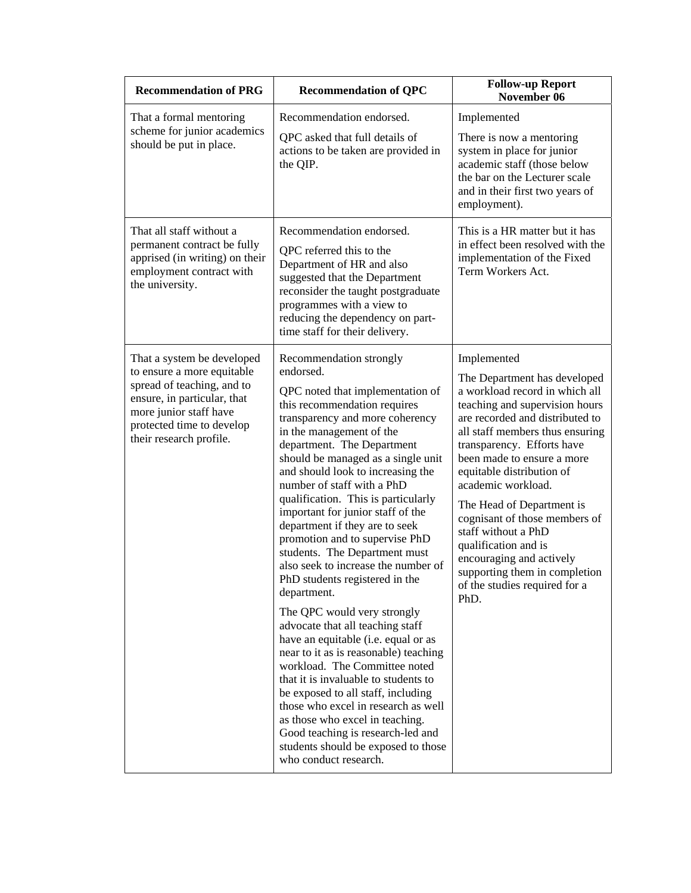| Recommendation of PRG | Recommendation of QPC | Follow-up Report November 06 |
| --- | --- | --- |
| That a formal mentoring scheme for junior academics should be put in place. | Recommendation endorsed.<br><br>QPC asked that full details of actions to be taken are provided in the QIP. | Implemented<br><br>There is now a mentoring system in place for junior academic staff (those below the bar on the Lecturer scale and in their first two years of employment). |
| That all staff without a permanent contract be fully apprised (in writing) on their employment contract with the university. | Recommendation endorsed.<br><br>QPC referred this to the Department of HR and also suggested that the Department reconsider the taught postgraduate programmes with a view to reducing the dependency on part-time staff for their delivery. | This is a HR matter but it has in effect been resolved with the implementation of the Fixed Term Workers Act. |
| That a system be developed to ensure a more equitable spread of teaching, and to ensure, in particular, that more junior staff have protected time to develop their research profile. | Recommendation strongly endorsed.<br><br>QPC noted that implementation of this recommendation requires transparency and more coherency in the management of the department. The Department should be managed as a single unit and should look to increasing the number of staff with a PhD qualification. This is particularly important for junior staff of the department if they are to seek promotion and to supervise PhD students. The Department must also seek to increase the number of PhD students registered in the department.<br><br>The QPC would very strongly advocate that all teaching staff have an equitable (i.e. equal or as near to it as is reasonable) teaching workload. The Committee noted that it is invaluable to students to be exposed to all staff, including those who excel in research as well as those who excel in teaching. Good teaching is research-led and students should be exposed to those who conduct research. | Implemented<br><br>The Department has developed a workload record in which all teaching and supervision hours are recorded and distributed to all staff members thus ensuring transparency. Efforts have been made to ensure a more equitable distribution of academic workload.<br><br>The Head of Department is cognisant of those members of staff without a PhD qualification and is encouraging and actively supporting them in completion of the studies required for a PhD. |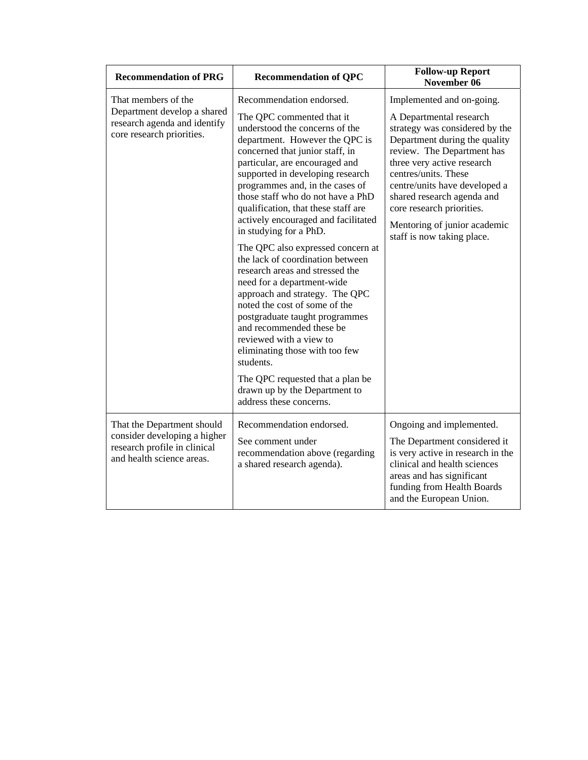| Recommendation of PRG | Recommendation of QPC | Follow-up Report November 06 |
|---|---|---|
| That members of the Department develop a shared research agenda and identify core research priorities. | Recommendation endorsed.<br><br>The QPC commented that it understood the concerns of the department. However the QPC is concerned that junior staff, in particular, are encouraged and supported in developing research programmes and, in the cases of those staff who do not have a PhD qualification, that these staff are actively encouraged and facilitated in studying for a PhD.<br><br>The QPC also expressed concern at the lack of coordination between research areas and stressed the need for a department-wide approach and strategy. The QPC noted the cost of some of the postgraduate taught programmes and recommended these be reviewed with a view to eliminating those with too few students.<br><br>The QPC requested that a plan be drawn up by the Department to address these concerns. | Implemented and on-going.<br><br>A Departmental research strategy was considered by the Department during the quality review. The Department has three very active research centres/units. These centre/units have developed a shared research agenda and core research priorities.<br><br>Mentoring of junior academic staff is now taking place. |
| That the Department should consider developing a higher research profile in clinical and health science areas. | Recommendation endorsed.<br><br>See comment under recommendation above (regarding a shared research agenda). | Ongoing and implemented.<br><br>The Department considered it is very active in research in the clinical and health sciences areas and has significant funding from Health Boards and the European Union. |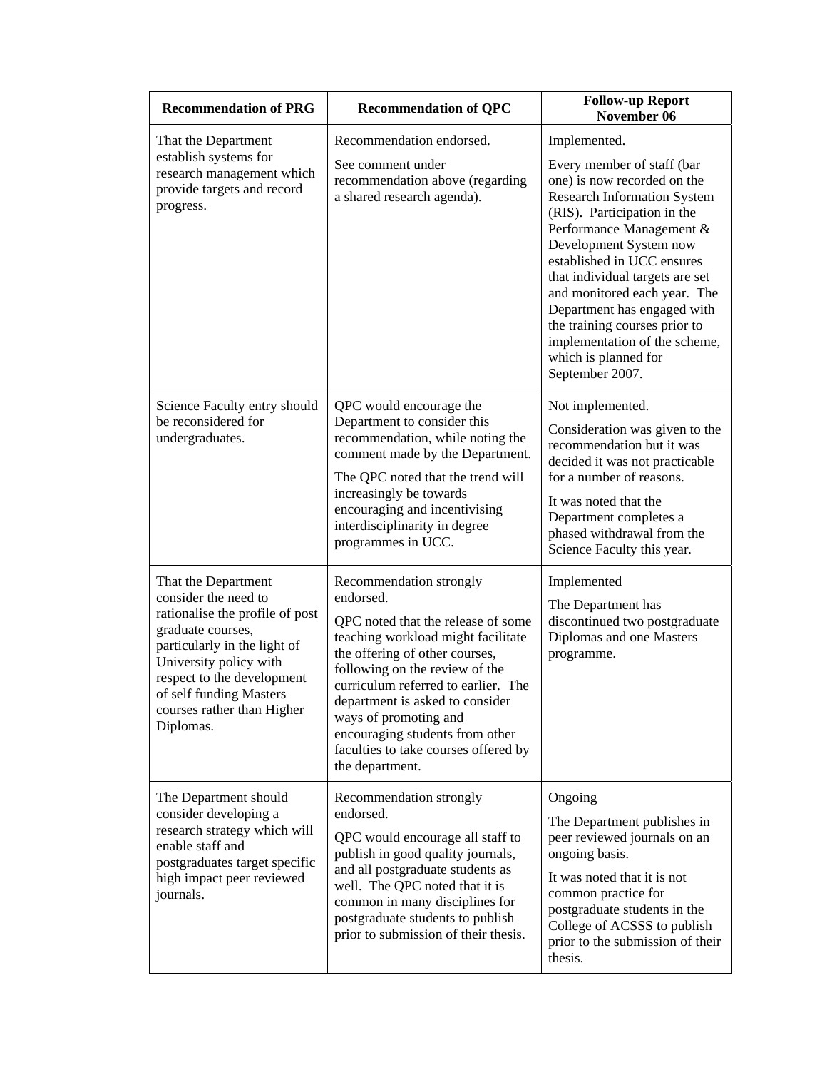| Recommendation of PRG | Recommendation of QPC | Follow-up Report November 06 |
|---|---|---|
| That the Department establish systems for research management which provide targets and record progress. | Recommendation endorsed. See comment under recommendation above (regarding a shared research agenda). | Implemented. Every member of staff (bar one) is now recorded on the Research Information System (RIS). Participation in the Performance Management & Development System now established in UCC ensures that individual targets are set and monitored each year. The Department has engaged with the training courses prior to implementation of the scheme, which is planned for September 2007. |
| Science Faculty entry should be reconsidered for undergraduates. | QPC would encourage the Department to consider this recommendation, while noting the comment made by the Department. The QPC noted that the trend will increasingly be towards encouraging and incentivising interdisciplinarity in degree programmes in UCC. | Not implemented. Consideration was given to the recommendation but it was decided it was not practicable for a number of reasons. It was noted that the Department completes a phased withdrawal from the Science Faculty this year. |
| That the Department consider the need to rationalise the profile of post graduate courses, particularly in the light of University policy with respect to the development of self funding Masters courses rather than Higher Diplomas. | Recommendation strongly endorsed. QPC noted that the release of some teaching workload might facilitate the offering of other courses, following on the review of the curriculum referred to earlier. The department is asked to consider ways of promoting and encouraging students from other faculties to take courses offered by the department. | Implemented The Department has discontinued two postgraduate Diplomas and one Masters programme. |
| The Department should consider developing a research strategy which will enable staff and postgraduates target specific high impact peer reviewed journals. | Recommendation strongly endorsed. QPC would encourage all staff to publish in good quality journals, and all postgraduate students as well. The QPC noted that it is common in many disciplines for postgraduate students to publish prior to submission of their thesis. | Ongoing The Department publishes in peer reviewed journals on an ongoing basis. It was noted that it is not common practice for postgraduate students in the College of ACSSS to publish prior to the submission of their thesis. |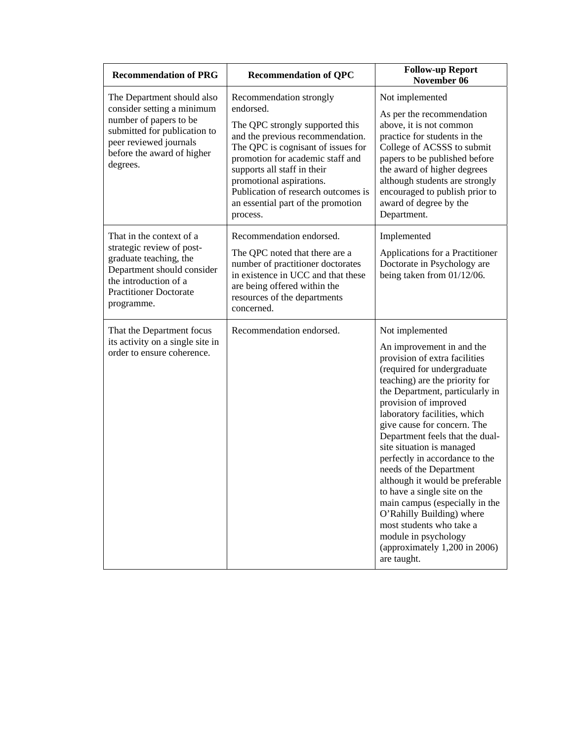| Recommendation of PRG | Recommendation of QPC | Follow-up Report November 06 |
| --- | --- | --- |
| The Department should also consider setting a minimum number of papers to be submitted for publication to peer reviewed journals before the award of higher degrees. | Recommendation strongly endorsed. The QPC strongly supported this and the previous recommendation. The QPC is cognisant of issues for promotion for academic staff and supports all staff in their promotional aspirations. Publication of research outcomes is an essential part of the promotion process. | Not implemented As per the recommendation above, it is not common practice for students in the College of ACSSS to submit papers to be published before the award of higher degrees although students are strongly encouraged to publish prior to award of degree by the Department. |
| That in the context of a strategic review of post-graduate teaching, the Department should consider the introduction of a Practitioner Doctorate programme. | Recommendation endorsed. The QPC noted that there are a number of practitioner doctorates in existence in UCC and that these are being offered within the resources of the departments concerned. | Implemented Applications for a Practitioner Doctorate in Psychology are being taken from 01/12/06. |
| That the Department focus its activity on a single site in order to ensure coherence. | Recommendation endorsed. | Not implemented An improvement in and the provision of extra facilities (required for undergraduate teaching) are the priority for the Department, particularly in provision of improved laboratory facilities, which give cause for concern. The Department feels that the dual-site situation is managed perfectly in accordance to the needs of the Department although it would be preferable to have a single site on the main campus (especially in the O'Rahilly Building) where most students who take a module in psychology (approximately 1,200 in 2006) are taught. |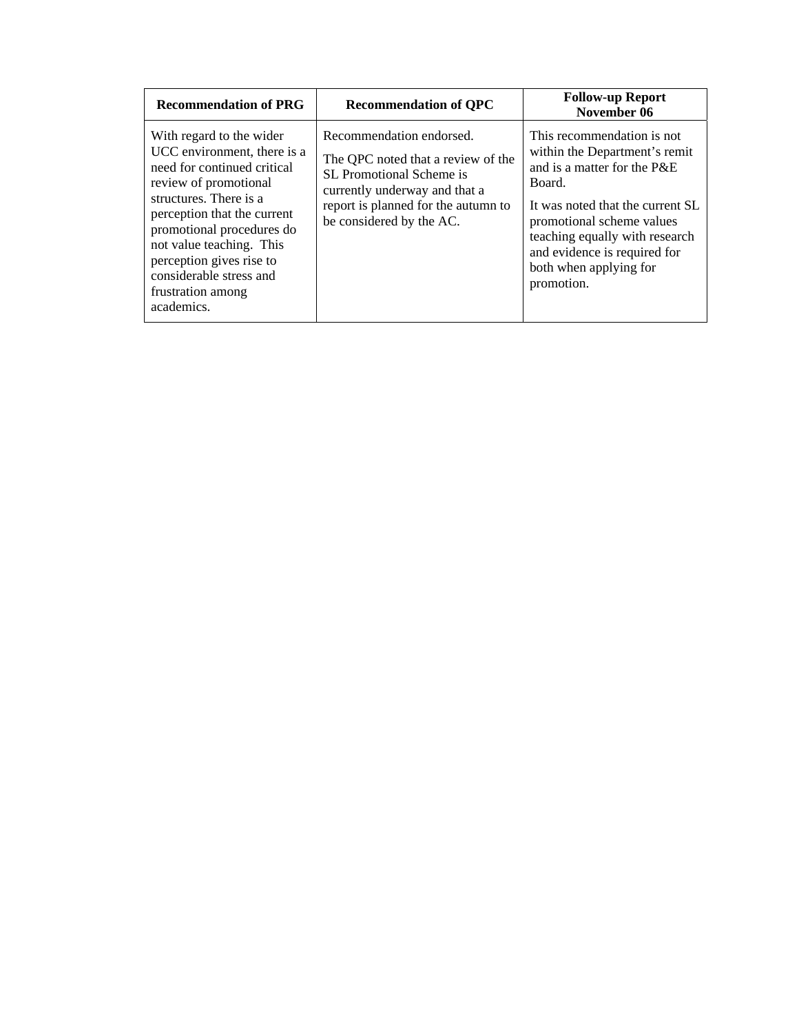| Recommendation of PRG | Recommendation of QPC | Follow-up Report November 06 |
| --- | --- | --- |
| With regard to the wider UCC environment, there is a need for continued critical review of promotional structures. There is a perception that the current promotional procedures do not value teaching. This perception gives rise to considerable stress and frustration among academics. | Recommendation endorsed. The QPC noted that a review of the SL Promotional Scheme is currently underway and that a report is planned for the autumn to be considered by the AC. | This recommendation is not within the Department's remit and is a matter for the P&E Board. It was noted that the current SL promotional scheme values teaching equally with research and evidence is required for both when applying for promotion. |